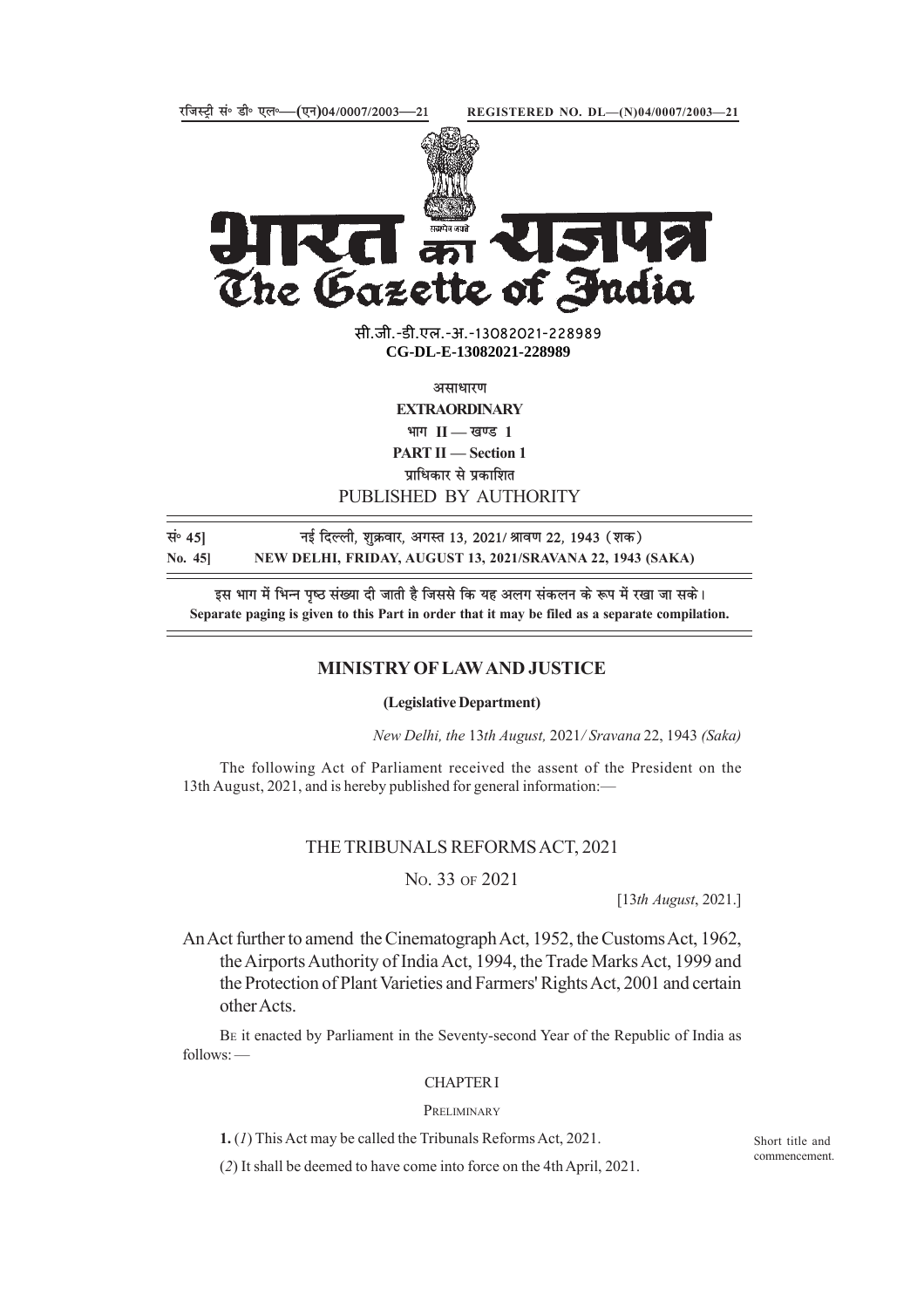रजिस्ट्री सं॰ डी॰ एल॰—(एन)04/0007/2003—21 REGISTERED NO. DL—(N)04/0007/2003—21

# भारत का राजपत्र
# The Gazette of India

सी.जी.-डी.एल.-अ.-13082021-228989
**CG-DL-E-13082021-228989**

असाधारण
**EXTRAORDINARY**
भाग II — खण्ड 1
**PART II — Section 1**
प्राधिकार से प्रकाशित
PUBLISHED BY AUTHORITY

सं॰ 45] नई दिल्ली, शुक्रवार, अगस्त 13, 2021/ श्रावण 22, 1943 (शक)
**No. 45] NEW DELHI, FRIDAY, AUGUST 13, 2021/SRAVANA 22, 1943 (SAKA)**

इस भाग में भिन्न पृष्ठ संख्या दी जाती है जिससे कि यह अलग संकलन के रूप में रखा जा सके।
**Separate paging is given to this Part in order that it may be filed as a separate compilation.**

## MINISTRY OF LAW AND JUSTICE

**(Legislative Department)**

*New Delhi, the* 13*th August,* 2021*/ Sravana* 22, 1943 *(Saka)*

The following Act of Parliament received the assent of the President on the 13th August, 2021, and is hereby published for general information:—

## THE TRIBUNALS REFORMS ACT, 2021

No. 33 of 2021

[13*th August*, 2021.]

An Act further to amend the Cinematograph Act, 1952, the Customs Act, 1962, the Airports Authority of India Act, 1994, the Trade Marks Act, 1999 and the Protection of Plant Varieties and Farmers' Rights Act, 2001 and certain other Acts.

Be it enacted by Parliament in the Seventy-second Year of the Republic of India as follows: —

### CHAPTER I

PRELIMINARY

Short title and commencement.

**1.** (*1*) This Act may be called the Tribunals Reforms Act, 2021.

(*2*) It shall be deemed to have come into force on the 4th April, 2021.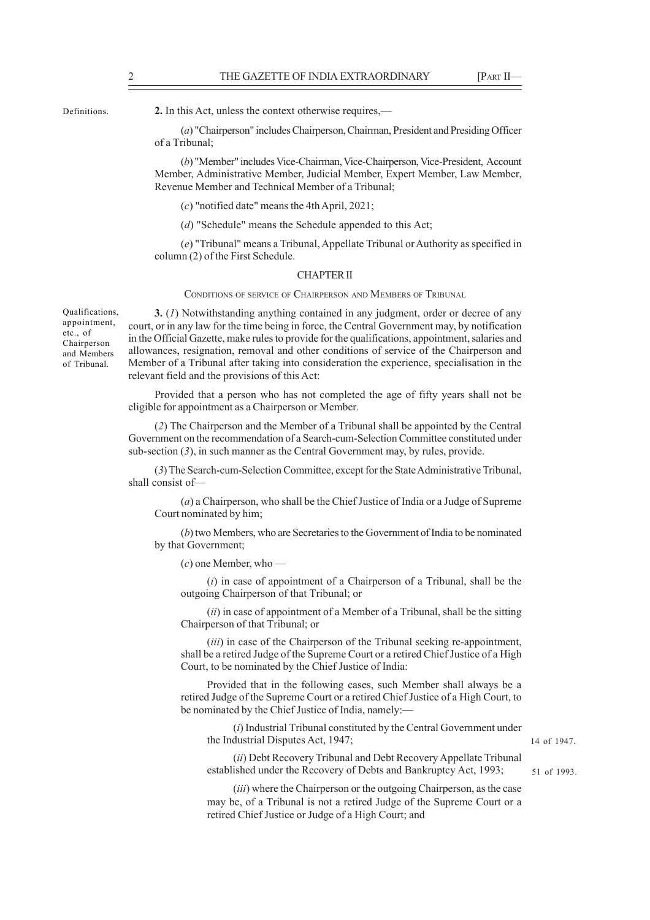Definitions.

**2.** In this Act, unless the context otherwise requires,—

(*a*) "Chairperson" includes Chairperson, Chairman, President and Presiding Officer of a Tribunal;

(*b*) "Member" includes Vice-Chairman, Vice-Chairperson, Vice-President, Account Member, Administrative Member, Judicial Member, Expert Member, Law Member, Revenue Member and Technical Member of a Tribunal;

(*c*) "notified date" means the 4th April, 2021;

(*d*) "Schedule" means the Schedule appended to this Act;

(*e*) "Tribunal" means a Tribunal, Appellate Tribunal or Authority as specified in column (2) of the First Schedule.

## CHAPTER II

### CONDITIONS OF SERVICE OF CHAIRPERSON AND MEMBERS OF TRIBUNAL

Qualifications, appointment, etc., of Chairperson and Members of Tribunal.

**3.** (*1*) Notwithstanding anything contained in any judgment, order or decree of any court, or in any law for the time being in force, the Central Government may, by notification in the Official Gazette, make rules to provide for the qualifications, appointment, salaries and allowances, resignation, removal and other conditions of service of the Chairperson and Member of a Tribunal after taking into consideration the experience, specialisation in the relevant field and the provisions of this Act:

Provided that a person who has not completed the age of fifty years shall not be eligible for appointment as a Chairperson or Member.

(*2*) The Chairperson and the Member of a Tribunal shall be appointed by the Central Government on the recommendation of a Search-cum-Selection Committee constituted under sub-section (*3*), in such manner as the Central Government may, by rules, provide.

(*3*) The Search-cum-Selection Committee, except for the State Administrative Tribunal, shall consist of—

(*a*) a Chairperson, who shall be the Chief Justice of India or a Judge of Supreme Court nominated by him;

(*b*) two Members, who are Secretaries to the Government of India to be nominated by that Government;

(*c*) one Member, who —

(*i*) in case of appointment of a Chairperson of a Tribunal, shall be the outgoing Chairperson of that Tribunal; or

(*ii*) in case of appointment of a Member of a Tribunal, shall be the sitting Chairperson of that Tribunal; or

(*iii*) in case of the Chairperson of the Tribunal seeking re-appointment, shall be a retired Judge of the Supreme Court or a retired Chief Justice of a High Court, to be nominated by the Chief Justice of India:

Provided that in the following cases, such Member shall always be a retired Judge of the Supreme Court or a retired Chief Justice of a High Court, to be nominated by the Chief Justice of India, namely:—

(*i*) Industrial Tribunal constituted by the Central Government under the Industrial Disputes Act, 1947; 14 of 1947.

(*ii*) Debt Recovery Tribunal and Debt Recovery Appellate Tribunal established under the Recovery of Debts and Bankruptcy Act, 1993; 51 of 1993.

(*iii*) where the Chairperson or the outgoing Chairperson, as the case may be, of a Tribunal is not a retired Judge of the Supreme Court or a retired Chief Justice or Judge of a High Court; and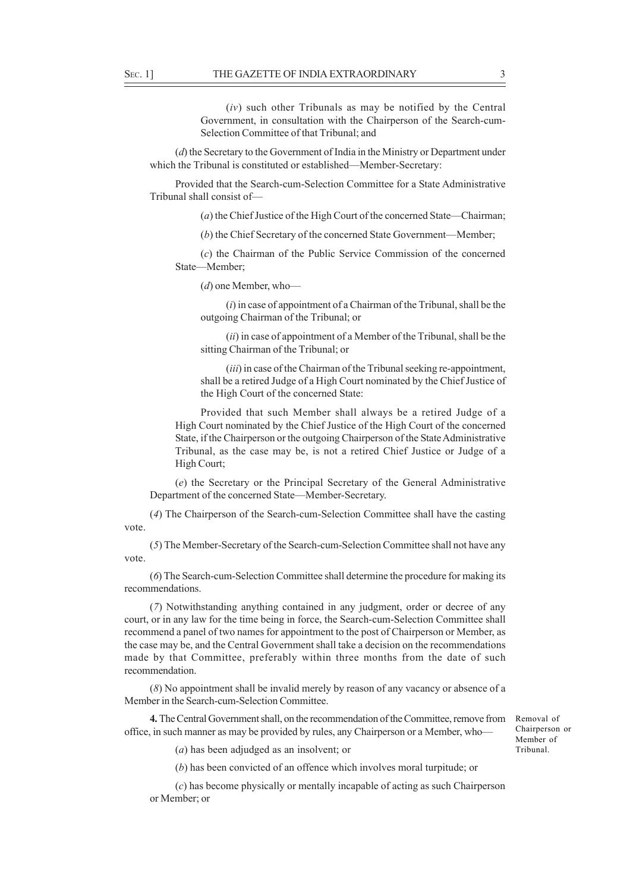(*iv*) such other Tribunals as may be notified by the Central Government, in consultation with the Chairperson of the Search-cum-Selection Committee of that Tribunal; and

(*d*) the Secretary to the Government of India in the Ministry or Department under which the Tribunal is constituted or established—Member-Secretary:

Provided that the Search-cum-Selection Committee for a State Administrative Tribunal shall consist of—

(*a*) the Chief Justice of the High Court of the concerned State—Chairman;

(*b*) the Chief Secretary of the concerned State Government—Member;

(*c*) the Chairman of the Public Service Commission of the concerned State—Member;

(*d*) one Member, who—

(*i*) in case of appointment of a Chairman of the Tribunal, shall be the outgoing Chairman of the Tribunal; or

(*ii*) in case of appointment of a Member of the Tribunal, shall be the sitting Chairman of the Tribunal; or

(*iii*) in case of the Chairman of the Tribunal seeking re-appointment, shall be a retired Judge of a High Court nominated by the Chief Justice of the High Court of the concerned State:

Provided that such Member shall always be a retired Judge of a High Court nominated by the Chief Justice of the High Court of the concerned State, if the Chairperson or the outgoing Chairperson of the State Administrative Tribunal, as the case may be, is not a retired Chief Justice or Judge of a High Court;

(*e*) the Secretary or the Principal Secretary of the General Administrative Department of the concerned State—Member-Secretary.

(*4*) The Chairperson of the Search-cum-Selection Committee shall have the casting vote.

(*5*) The Member-Secretary of the Search-cum-Selection Committee shall not have any vote.

(*6*) The Search-cum-Selection Committee shall determine the procedure for making its recommendations.

(*7*) Notwithstanding anything contained in any judgment, order or decree of any court, or in any law for the time being in force, the Search-cum-Selection Committee shall recommend a panel of two names for appointment to the post of Chairperson or Member, as the case may be, and the Central Government shall take a decision on the recommendations made by that Committee, preferably within three months from the date of such recommendation.

(*8*) No appointment shall be invalid merely by reason of any vacancy or absence of a Member in the Search-cum-Selection Committee.

Removal of Chairperson or Member of Tribunal.

**4.** The Central Government shall, on the recommendation of the Committee, remove from office, in such manner as may be provided by rules, any Chairperson or a Member, who—

(*a*) has been adjudged as an insolvent; or

(*b*) has been convicted of an offence which involves moral turpitude; or

(*c*) has become physically or mentally incapable of acting as such Chairperson or Member; or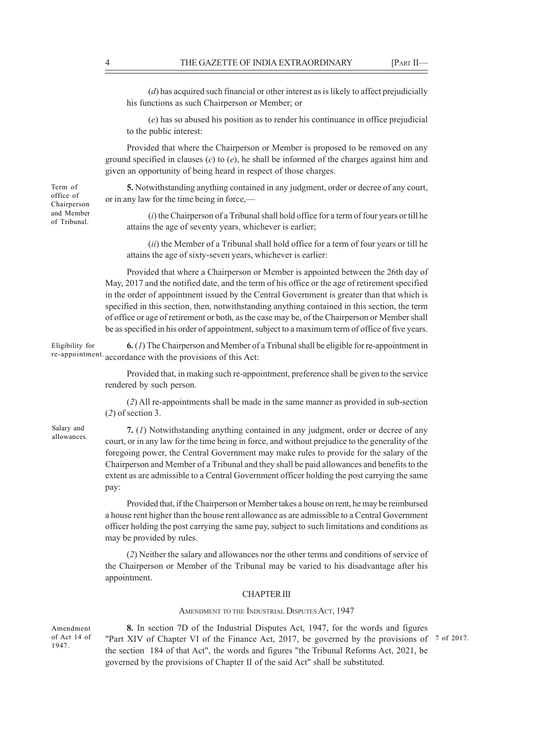(*d*) has acquired such financial or other interest as is likely to affect prejudicially his functions as such Chairperson or Member; or

(*e*) has so abused his position as to render his continuance in office prejudicial to the public interest:

Provided that where the Chairperson or Member is proposed to be removed on any ground specified in clauses (*c*) to (*e*), he shall be informed of the charges against him and given an opportunity of being heard in respect of those charges.

Term of office of Chairperson and Member of Tribunal.

**5.** Notwithstanding anything contained in any judgment, order or decree of any court, or in any law for the time being in force,—

(*i*) the Chairperson of a Tribunal shall hold office for a term of four years or till he attains the age of seventy years, whichever is earlier;

(*ii*) the Member of a Tribunal shall hold office for a term of four years or till he attains the age of sixty-seven years, whichever is earlier:

Provided that where a Chairperson or Member is appointed between the 26th day of May, 2017 and the notified date, and the term of his office or the age of retirement specified in the order of appointment issued by the Central Government is greater than that which is specified in this section, then, notwithstanding anything contained in this section, the term of office or age of retirement or both, as the case may be, of the Chairperson or Member shall be as specified in his order of appointment, subject to a maximum term of office of five years.

Eligibility for re-appointment.

**6.** (*1*) The Chairperson and Member of a Tribunal shall be eligible for re-appointment in accordance with the provisions of this Act:

Provided that, in making such re-appointment, preference shall be given to the service rendered by such person.

(*2*) All re-appointments shall be made in the same manner as provided in sub-section (*2*) of section 3.

Salary and allowances.

**7.** (*1*) Notwithstanding anything contained in any judgment, order or decree of any court, or in any law for the time being in force, and without prejudice to the generality of the foregoing power, the Central Government may make rules to provide for the salary of the Chairperson and Member of a Tribunal and they shall be paid allowances and benefits to the extent as are admissible to a Central Government officer holding the post carrying the same pay:

Provided that, if the Chairperson or Member takes a house on rent, he may be reimbursed a house rent higher than the house rent allowance as are admissible to a Central Government officer holding the post carrying the same pay, subject to such limitations and conditions as may be provided by rules.

(*2*) Neither the salary and allowances nor the other terms and conditions of service of the Chairperson or Member of the Tribunal may be varied to his disadvantage after his appointment.

## CHAPTER III

### AMENDMENT TO THE INDUSTRIAL DISPUTES ACT, 1947

Amendment of Act 14 of 1947.

**8.** In section 7D of the Industrial Disputes Act, 1947, for the words and figures "Part XIV of Chapter VI of the Finance Act, 2017, be governed by the provisions of the section 184 of that Act", the words and figures "the Tribunal Reforms Act, 2021, be governed by the provisions of Chapter II of the said Act" shall be substituted.

7 of 2017.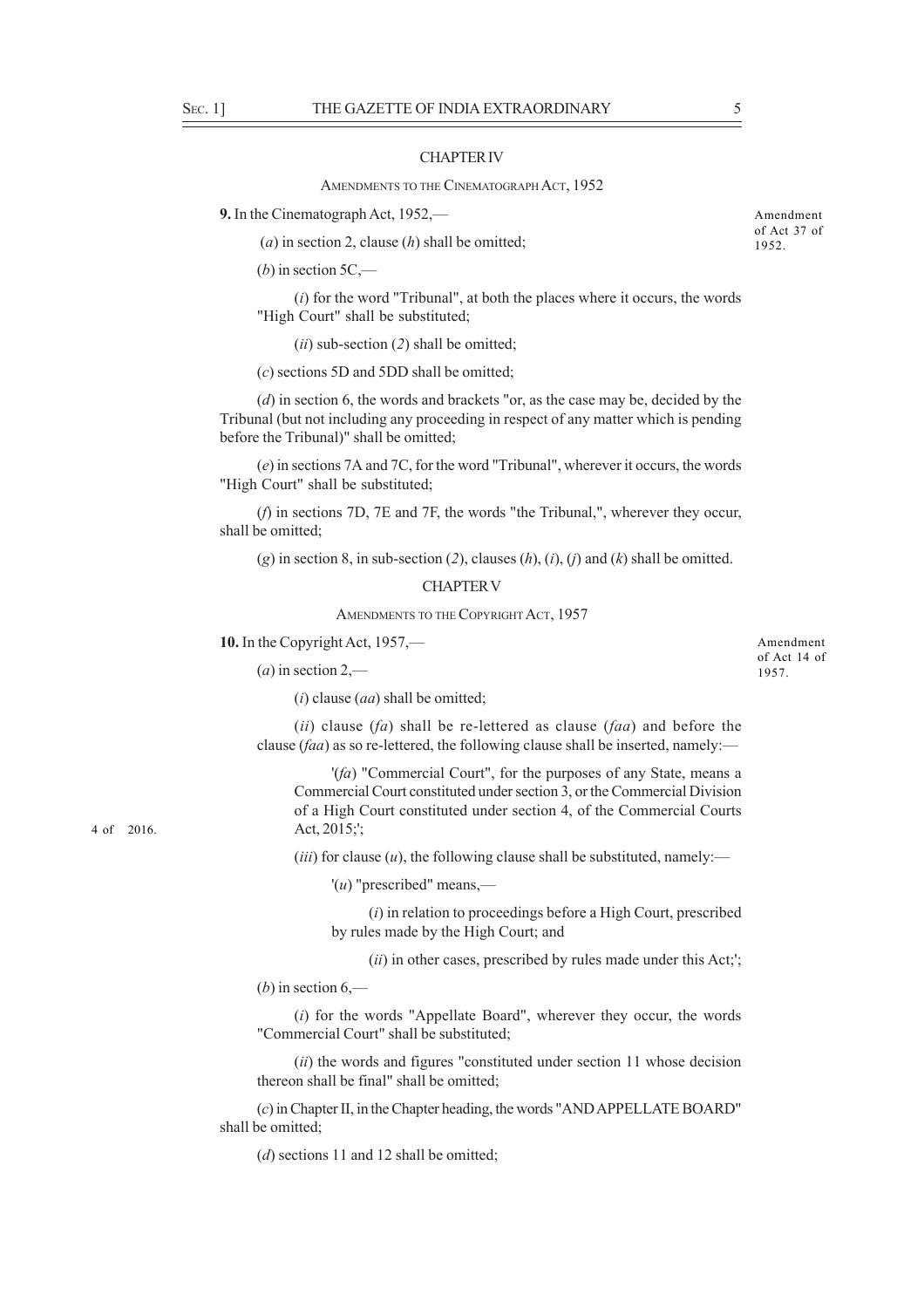## CHAPTER IV

### AMENDMENTS TO THE CINEMATOGRAPH ACT, 1952

Amendment of Act 37 of 1952.

**9.** In the Cinematograph Act, 1952,—

(*a*) in section 2, clause (*h*) shall be omitted;

(*b*) in section 5C,—

(*i*) for the word "Tribunal", at both the places where it occurs, the words "High Court" shall be substituted;

(*ii*) sub-section (*2*) shall be omitted;

(*c*) sections 5D and 5DD shall be omitted;

(*d*) in section 6, the words and brackets "or, as the case may be, decided by the Tribunal (but not including any proceeding in respect of any matter which is pending before the Tribunal)" shall be omitted;

(*e*) in sections 7A and 7C, for the word "Tribunal", wherever it occurs, the words "High Court" shall be substituted;

(*f*) in sections 7D, 7E and 7F, the words "the Tribunal,", wherever they occur, shall be omitted;

(*g*) in section 8, in sub-section (*2*), clauses (*h*), (*i*), (*j*) and (*k*) shall be omitted.

## CHAPTER V

### AMENDMENTS TO THE COPYRIGHT ACT, 1957

Amendment of Act 14 of 1957.

**10.** In the Copyright Act, 1957,—

(*a*) in section 2,—

(*i*) clause (*aa*) shall be omitted;

(*ii*) clause (*fa*) shall be re-lettered as clause (*faa*) and before the clause (*faa*) as so re-lettered, the following clause shall be inserted, namely:—

'(*fa*) "Commercial Court", for the purposes of any State, means a Commercial Court constituted under section 3, or the Commercial Division of a High Court constituted under section 4, of the Commercial Courts Act, 2015;';

4 of 2016.

(*iii*) for clause (*u*), the following clause shall be substituted, namely:—

'(*u*) "prescribed" means,—

(*i*) in relation to proceedings before a High Court, prescribed by rules made by the High Court; and

(*ii*) in other cases, prescribed by rules made under this Act;';

(*b*) in section 6,—

(*i*) for the words "Appellate Board", wherever they occur, the words "Commercial Court" shall be substituted;

(*ii*) the words and figures "constituted under section 11 whose decision thereon shall be final" shall be omitted;

(*c*) in Chapter II, in the Chapter heading, the words "AND APPELLATE BOARD" shall be omitted;

(*d*) sections 11 and 12 shall be omitted;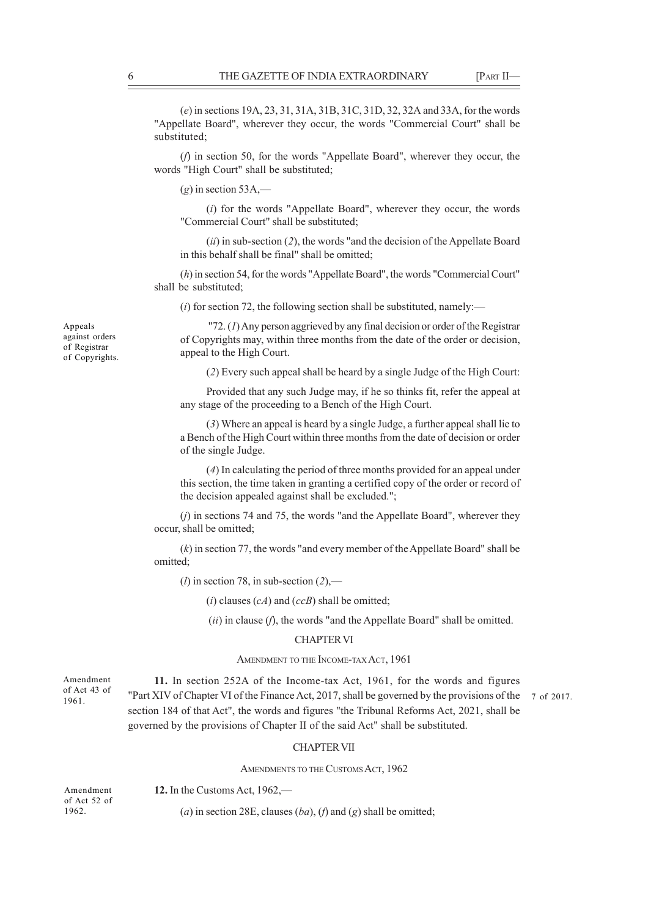(*e*) in sections 19A, 23, 31, 31A, 31B, 31C, 31D, 32, 32A and 33A, for the words "Appellate Board", wherever they occur, the words "Commercial Court" shall be substituted;

(*f*) in section 50, for the words "Appellate Board", wherever they occur, the words "High Court" shall be substituted;

(*g*) in section 53A,—

(*i*) for the words "Appellate Board", wherever they occur, the words "Commercial Court" shall be substituted;

(*ii*) in sub-section (*2*), the words "and the decision of the Appellate Board in this behalf shall be final" shall be omitted;

(*h*) in section 54, for the words "Appellate Board", the words "Commercial Court" shall be substituted;

(*i*) for section 72, the following section shall be substituted, namely:—

Appeals against orders of Registrar of Copyrights.

"72. (*1*) Any person aggrieved by any final decision or order of the Registrar of Copyrights may, within three months from the date of the order or decision, appeal to the High Court.

(*2*) Every such appeal shall be heard by a single Judge of the High Court:

Provided that any such Judge may, if he so thinks fit, refer the appeal at any stage of the proceeding to a Bench of the High Court.

(*3*) Where an appeal is heard by a single Judge, a further appeal shall lie to a Bench of the High Court within three months from the date of decision or order of the single Judge.

(*4*) In calculating the period of three months provided for an appeal under this section, the time taken in granting a certified copy of the order or record of the decision appealed against shall be excluded.";

(*j*) in sections 74 and 75, the words "and the Appellate Board", wherever they occur, shall be omitted;

(*k*) in section 77, the words "and every member of the Appellate Board" shall be omitted;

(*l*) in section 78, in sub-section (*2*),—

(*i*) clauses (*cA*) and (*ccB*) shall be omitted;

(*ii*) in clause (*f*), the words "and the Appellate Board" shall be omitted.

## CHAPTER VI

### AMENDMENT TO THE INCOME-TAX ACT, 1961

Amendment of Act 43 of 1961.

**11.** In section 252A of the Income-tax Act, 1961, for the words and figures "Part XIV of Chapter VI of the Finance Act, 2017, shall be governed by the provisions of the section 184 of that Act", the words and figures "the Tribunal Reforms Act, 2021, shall be governed by the provisions of Chapter II of the said Act" shall be substituted.

7 of 2017.

## CHAPTER VII

### AMENDMENTS TO THE CUSTOMS ACT, 1962

Amendment of Act 52 of 1962.

**12.** In the Customs Act, 1962,—

(*a*) in section 28E, clauses (*ba*), (*f*) and (*g*) shall be omitted;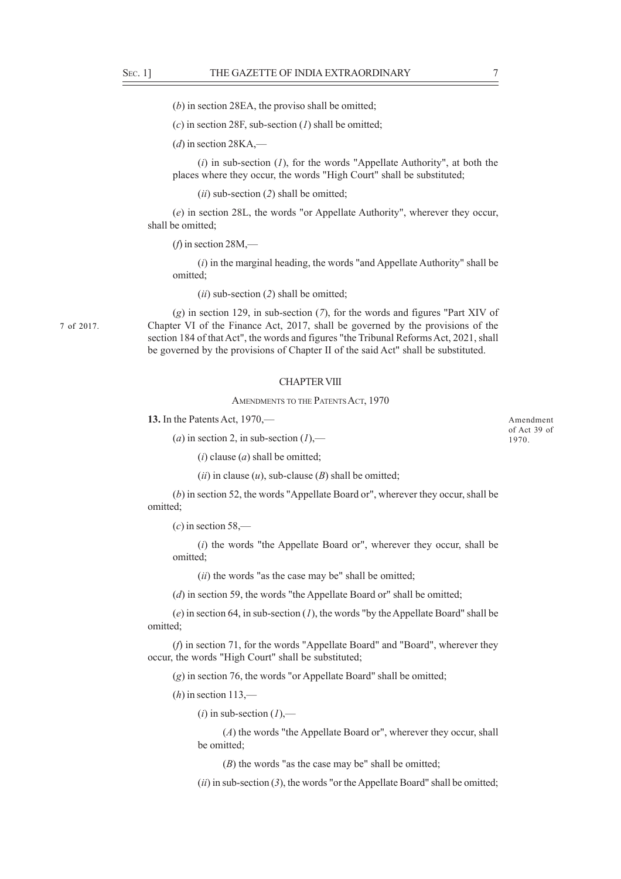(*b*) in section 28EA, the proviso shall be omitted;

(*c*) in section 28F, sub-section (*1*) shall be omitted;

(*d*) in section 28KA,—

(*i*) in sub-section (*1*), for the words "Appellate Authority", at both the places where they occur, the words "High Court" shall be substituted;

(*ii*) sub-section (*2*) shall be omitted;

(*e*) in section 28L, the words "or Appellate Authority", wherever they occur, shall be omitted;

(*f*) in section 28M,—

(*i*) in the marginal heading, the words "and Appellate Authority" shall be omitted;

(*ii*) sub-section (*2*) shall be omitted;

(*g*) in section 129, in sub-section (*7*), for the words and figures "Part XIV of Chapter VI of the Finance Act, 2017, shall be governed by the provisions of the section 184 of that Act", the words and figures "the Tribunal Reforms Act, 2021, shall be governed by the provisions of Chapter II of the said Act" shall be substituted.

7 of 2017.

## CHAPTER VIII

### AMENDMENTS TO THE PATENTS ACT, 1970

Amendment of Act 39 of 1970.

**13.** In the Patents Act, 1970,—

(*a*) in section 2, in sub-section (*1*),—

(*i*) clause (*a*) shall be omitted;

(*ii*) in clause (*u*), sub-clause (*B*) shall be omitted;

(*b*) in section 52, the words "Appellate Board or", wherever they occur, shall be omitted;

(*c*) in section 58,—

(*i*) the words "the Appellate Board or", wherever they occur, shall be omitted;

(*ii*) the words "as the case may be" shall be omitted;

(*d*) in section 59, the words "the Appellate Board or" shall be omitted;

(*e*) in section 64, in sub-section (*1*), the words "by the Appellate Board" shall be omitted;

(*f*) in section 71, for the words "Appellate Board" and "Board", wherever they occur, the words "High Court" shall be substituted;

(*g*) in section 76, the words "or Appellate Board" shall be omitted;

(*h*) in section 113,—

(*i*) in sub-section (*1*),—

(*A*) the words "the Appellate Board or", wherever they occur, shall be omitted;

(*B*) the words "as the case may be" shall be omitted;

(*ii*) in sub-section (*3*), the words "or the Appellate Board" shall be omitted;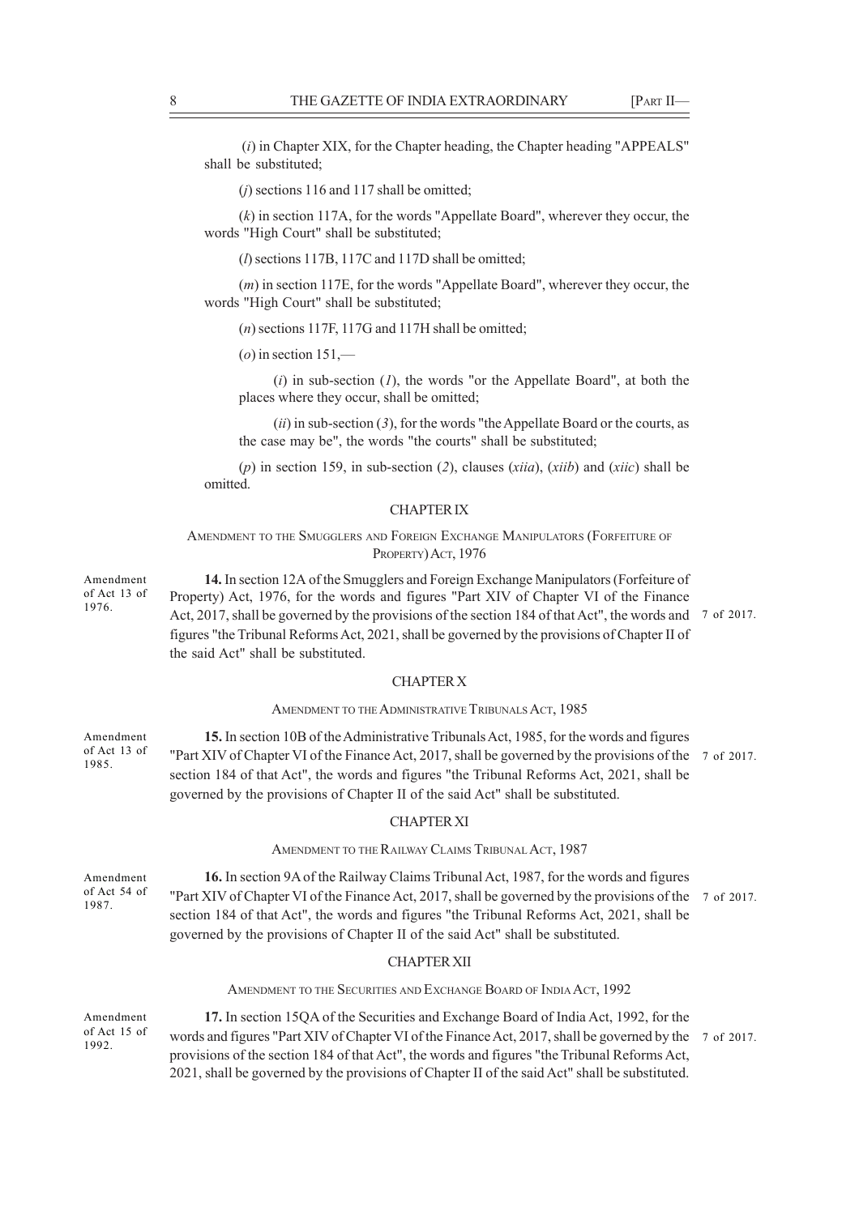(*i*) in Chapter XIX, for the Chapter heading, the Chapter heading "APPEALS" shall be substituted;

(*j*) sections 116 and 117 shall be omitted;

(*k*) in section 117A, for the words "Appellate Board", wherever they occur, the words "High Court" shall be substituted;

(*l*) sections 117B, 117C and 117D shall be omitted;

(*m*) in section 117E, for the words "Appellate Board", wherever they occur, the words "High Court" shall be substituted;

(*n*) sections 117F, 117G and 117H shall be omitted;

(*o*) in section 151,—

(*i*) in sub-section (*1*), the words "or the Appellate Board", at both the places where they occur, shall be omitted;

(*ii*) in sub-section (*3*), for the words "the Appellate Board or the courts, as the case may be", the words "the courts" shall be substituted;

(*p*) in section 159, in sub-section (*2*), clauses (*xiia*), (*xiib*) and (*xiic*) shall be omitted.

## CHAPTER IX

### AMENDMENT TO THE SMUGGLERS AND FOREIGN EXCHANGE MANIPULATORS (FORFEITURE OF PROPERTY) ACT, 1976

Amendment of Act 13 of 1976.

**14.** In section 12A of the Smugglers and Foreign Exchange Manipulators (Forfeiture of Property) Act, 1976, for the words and figures "Part XIV of Chapter VI of the Finance Act, 2017, shall be governed by the provisions of the section 184 of that Act", the words and figures "the Tribunal Reforms Act, 2021, shall be governed by the provisions of Chapter II of the said Act" shall be substituted.

7 of 2017.

## CHAPTER X

### AMENDMENT TO THE ADMINISTRATIVE TRIBUNALS ACT, 1985

Amendment of Act 13 of 1985.

**15.** In section 10B of the Administrative Tribunals Act, 1985, for the words and figures "Part XIV of Chapter VI of the Finance Act, 2017, shall be governed by the provisions of the section 184 of that Act", the words and figures "the Tribunal Reforms Act, 2021, shall be governed by the provisions of Chapter II of the said Act" shall be substituted.

7 of 2017.

## CHAPTER XI

### AMENDMENT TO THE RAILWAY CLAIMS TRIBUNAL ACT, 1987

Amendment of Act 54 of 1987.

**16.** In section 9A of the Railway Claims Tribunal Act, 1987, for the words and figures "Part XIV of Chapter VI of the Finance Act, 2017, shall be governed by the provisions of the section 184 of that Act", the words and figures "the Tribunal Reforms Act, 2021, shall be governed by the provisions of Chapter II of the said Act" shall be substituted.

7 of 2017.

## CHAPTER XII

### AMENDMENT TO THE SECURITIES AND EXCHANGE BOARD OF INDIA ACT, 1992

Amendment of Act 15 of 1992.

**17.** In section 15QA of the Securities and Exchange Board of India Act, 1992, for the words and figures "Part XIV of Chapter VI of the Finance Act, 2017, shall be governed by the provisions of the section 184 of that Act", the words and figures "the Tribunal Reforms Act, 2021, shall be governed by the provisions of Chapter II of the said Act" shall be substituted.

7 of 2017.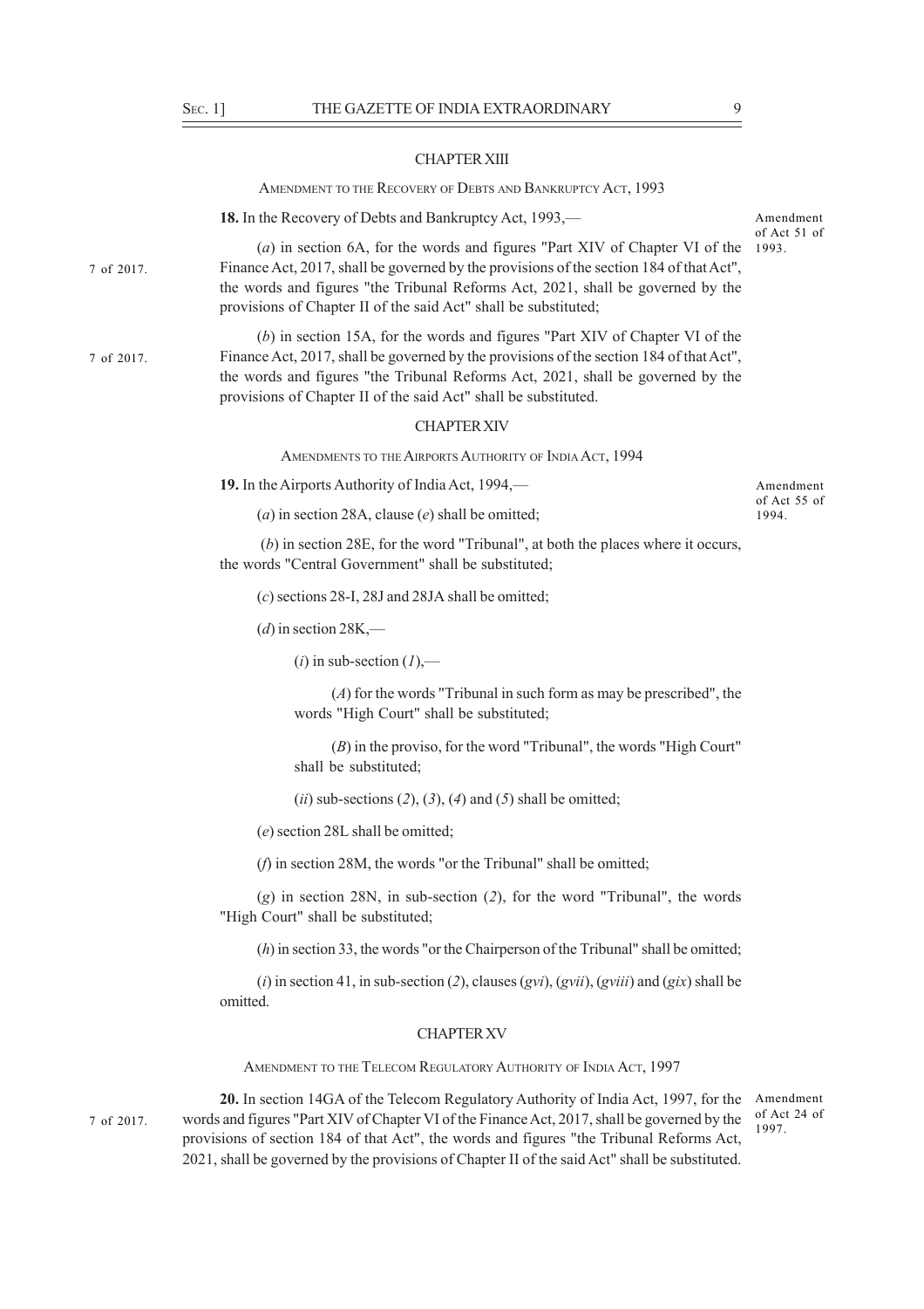## CHAPTER XIII

### AMENDMENT TO THE RECOVERY OF DEBTS AND BANKRUPTCY ACT, 1993

**18.** In the Recovery of Debts and Bankruptcy Act, 1993,—

Amendment of Act 51 of 1993.

(*a*) in section 6A, for the words and figures "Part XIV of Chapter VI of the Finance Act, 2017, shall be governed by the provisions of the section 184 of that Act", the words and figures "the Tribunal Reforms Act, 2021, shall be governed by the provisions of Chapter II of the said Act" shall be substituted;

7 of 2017.

(*b*) in section 15A, for the words and figures "Part XIV of Chapter VI of the Finance Act, 2017, shall be governed by the provisions of the section 184 of that Act", the words and figures "the Tribunal Reforms Act, 2021, shall be governed by the provisions of Chapter II of the said Act" shall be substituted.

7 of 2017.

## CHAPTER XIV

### AMENDMENTS TO THE AIRPORTS AUTHORITY OF INDIA ACT, 1994

**19.** In the Airports Authority of India Act, 1994,—

Amendment of Act 55 of 1994.

(*a*) in section 28A, clause (*e*) shall be omitted;

(*b*) in section 28E, for the word "Tribunal", at both the places where it occurs, the words "Central Government" shall be substituted;

(*c*) sections 28-I, 28J and 28JA shall be omitted;

(*d*) in section 28K,—

(*i*) in sub-section (*1*),—

(*A*) for the words "Tribunal in such form as may be prescribed", the words "High Court" shall be substituted;

(*B*) in the proviso, for the word "Tribunal", the words "High Court" shall be substituted;

(*ii*) sub-sections (*2*), (*3*), (*4*) and (*5*) shall be omitted;

(*e*) section 28L shall be omitted;

(*f*) in section 28M, the words "or the Tribunal" shall be omitted;

(*g*) in section 28N, in sub-section (*2*), for the word "Tribunal", the words "High Court" shall be substituted;

(*h*) in section 33, the words "or the Chairperson of the Tribunal" shall be omitted;

(*i*) in section 41, in sub-section (*2*), clauses (*gvi*), (*gvii*), (*gviii*) and (*gix*) shall be omitted.

## CHAPTER XV

### AMENDMENT TO THE TELECOM REGULATORY AUTHORITY OF INDIA ACT, 1997

**20.** In section 14GA of the Telecom Regulatory Authority of India Act, 1997, for the words and figures "Part XIV of Chapter VI of the Finance Act, 2017, shall be governed by the provisions of section 184 of that Act", the words and figures "the Tribunal Reforms Act, 2021, shall be governed by the provisions of Chapter II of the said Act" shall be substituted.

Amendment of Act 24 of 1997.

7 of 2017.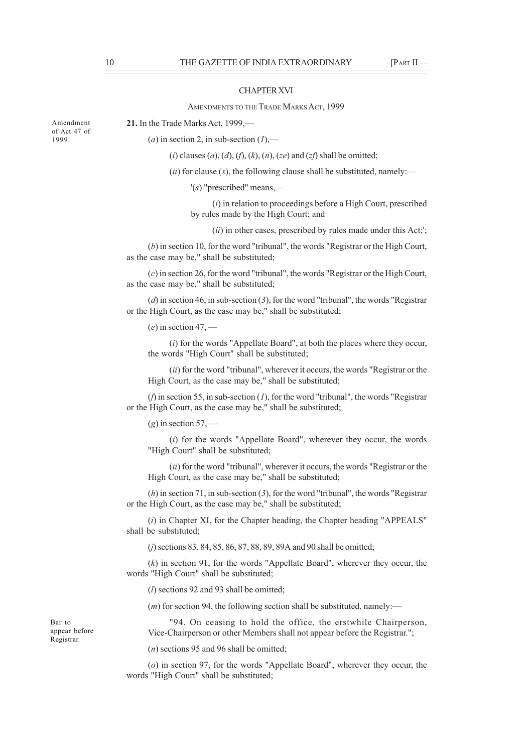## CHAPTER XVI

### AMENDMENTS TO THE TRADE MARKS ACT, 1999

Amendment of Act 47 of 1999.

**21.** In the Trade Marks Act, 1999,—

(*a*) in section 2, in sub-section (*1*),—

(*i*) clauses (*a*), (*d*), (*f*), (*k*), (*n*), (*ze*) and (*zf*) shall be omitted;

(*ii*) for clause (*s*), the following clause shall be substituted, namely:—

'(*s*) "prescribed" means,—

(*i*) in relation to proceedings before a High Court, prescribed by rules made by the High Court; and

(*ii*) in other cases, prescribed by rules made under this Act;';

(*b*) in section 10, for the word "tribunal", the words "Registrar or the High Court, as the case may be," shall be substituted;

(*c*) in section 26, for the word "tribunal", the words "Registrar or the High Court, as the case may be," shall be substituted;

(*d*) in section 46, in sub-section (*3*), for the word "tribunal", the words "Registrar or the High Court, as the case may be," shall be substituted;

(*e*) in section 47, —

(*i*) for the words "Appellate Board", at both the places where they occur, the words "High Court" shall be substituted;

(*ii*) for the word "tribunal", wherever it occurs, the words "Registrar or the High Court, as the case may be," shall be substituted;

(*f*) in section 55, in sub-section (*1*), for the word "tribunal", the words "Registrar or the High Court, as the case may be," shall be substituted;

(*g*) in section 57, —

(*i*) for the words "Appellate Board", wherever they occur, the words "High Court" shall be substituted;

(*ii*) for the word "tribunal", wherever it occurs, the words "Registrar or the High Court, as the case may be," shall be substituted;

(*h*) in section 71, in sub-section (*3*), for the word "tribunal", the words "Registrar or the High Court, as the case may be," shall be substituted;

(*i*) in Chapter XI, for the Chapter heading, the Chapter heading "APPEALS" shall be substituted;

(*j*) sections 83, 84, 85, 86, 87, 88, 89, 89A and 90 shall be omitted;

(*k*) in section 91, for the words "Appellate Board", wherever they occur, the words "High Court" shall be substituted;

(*l*) sections 92 and 93 shall be omitted;

(*m*) for section 94, the following section shall be substituted, namely:—

Bar to appear before Registrar.

"94. On ceasing to hold the office, the erstwhile Chairperson, Vice-Chairperson or other Members shall not appear before the Registrar.";

(*n*) sections 95 and 96 shall be omitted;

(*o*) in section 97, for the words "Appellate Board", wherever they occur, the words "High Court" shall be substituted;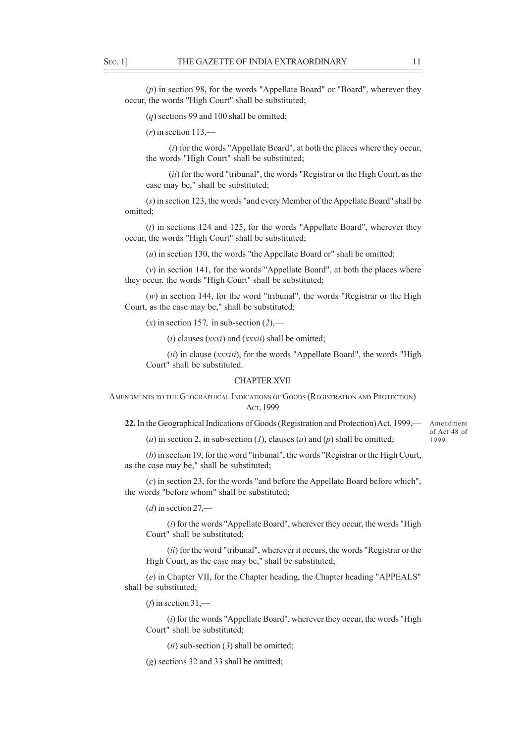(*p*) in section 98, for the words "Appellate Board" or "Board", wherever they occur, the words "High Court" shall be substituted;

(*q*) sections 99 and 100 shall be omitted;

(*r*) in section 113,—

(*i*) for the words "Appellate Board", at both the places where they occur, the words "High Court" shall be substituted;

(*ii*) for the word "tribunal", the words "Registrar or the High Court, as the case may be," shall be substituted;

(*s*) in section 123, the words "and every Member of the Appellate Board" shall be omitted;

(*t*) in sections 124 and 125, for the words "Appellate Board", wherever they occur, the words "High Court" shall be substituted;

(*u*) in section 130, the words "the Appellate Board or" shall be omitted;

(*v*) in section 141, for the words "Appellate Board", at both the places where they occur, the words "High Court" shall be substituted;

(*w*) in section 144, for the word "tribunal", the words "Registrar or the High Court, as the case may be," shall be substituted;

(*x*) in section 157, in sub-section (*2*),—

(*i*) clauses (*xxxi*) and (*xxxii*) shall be omitted;

(*ii*) in clause (*xxxiii*), for the words "Appellate Board", the words "High Court" shall be substituted.

## CHAPTER XVII

### AMENDMENTS TO THE GEOGRAPHICAL INDICATIONS OF GOODS (REGISTRATION AND PROTECTION) ACT, 1999

Amendment of Act 48 of 1999.

**22.** In the Geographical Indications of Goods (Registration and Protection) Act, 1999,—

(*a*) in section 2, in sub-section (*1*), clauses (*a*) and (*p*) shall be omitted;

(*b*) in section 19, for the word "tribunal", the words "Registrar or the High Court, as the case may be," shall be substituted;

(*c*) in section 23, for the words "and before the Appellate Board before which", the words "before whom" shall be substituted;

(*d*) in section 27,—

(*i*) for the words "Appellate Board", wherever they occur, the words "High Court" shall be substituted;

(*ii*) for the word "tribunal", wherever it occurs, the words "Registrar or the High Court, as the case may be," shall be substituted;

(*e*) in Chapter VII, for the Chapter heading, the Chapter heading "APPEALS" shall be substituted;

(*f*) in section 31,—

(*i*) for the words "Appellate Board", wherever they occur, the words "High Court" shall be substituted;

(*ii*) sub-section (*3*) shall be omitted;

(*g*) sections 32 and 33 shall be omitted;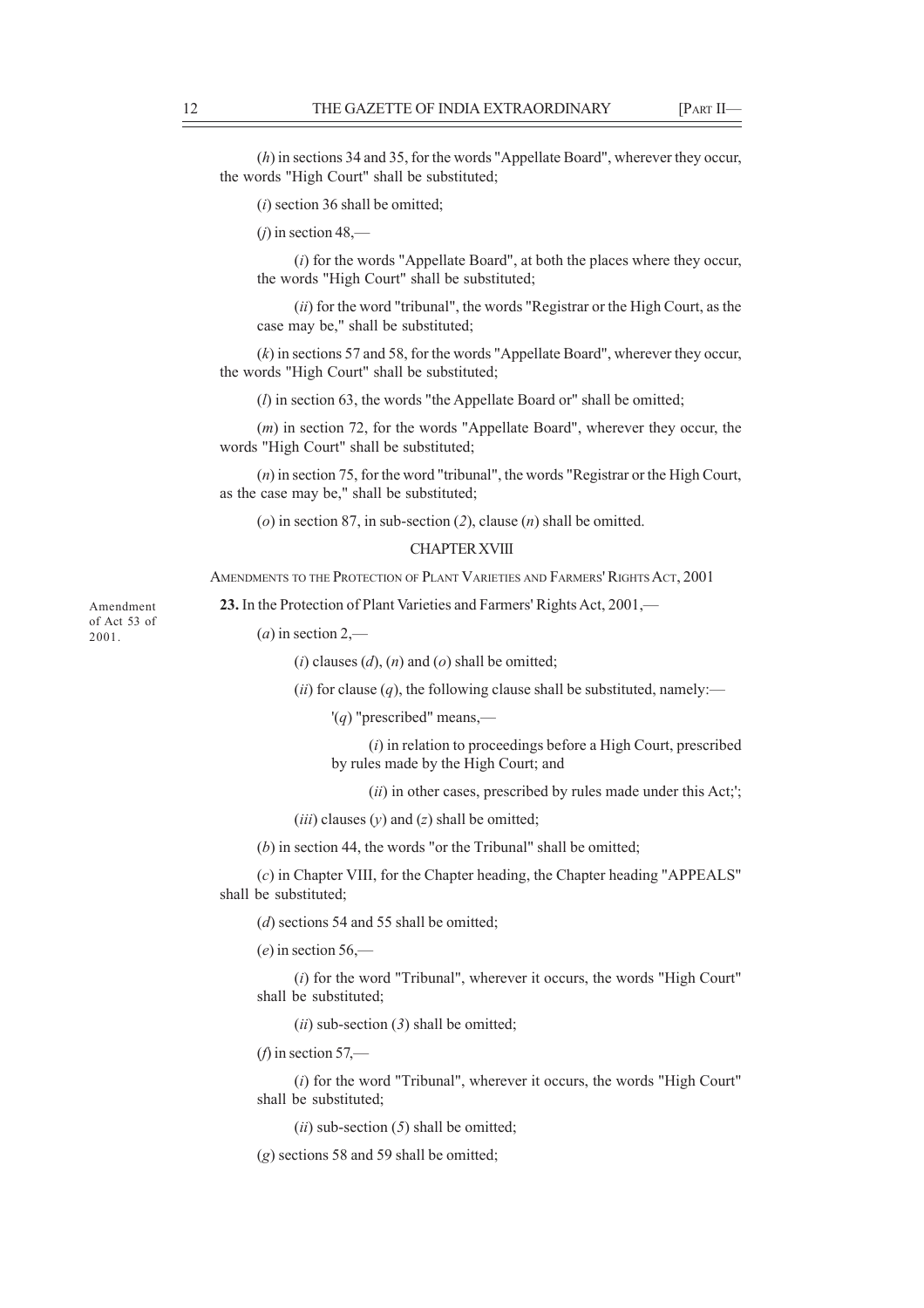(*h*) in sections 34 and 35, for the words "Appellate Board", wherever they occur, the words "High Court" shall be substituted;

(*i*) section 36 shall be omitted;

(*j*) in section 48,—

(*i*) for the words "Appellate Board", at both the places where they occur, the words "High Court" shall be substituted;

(*ii*) for the word "tribunal", the words "Registrar or the High Court, as the case may be," shall be substituted;

(*k*) in sections 57 and 58, for the words "Appellate Board", wherever they occur, the words "High Court" shall be substituted;

(*l*) in section 63, the words "the Appellate Board or" shall be omitted;

(*m*) in section 72, for the words "Appellate Board", wherever they occur, the words "High Court" shall be substituted;

(*n*) in section 75, for the word "tribunal", the words "Registrar or the High Court, as the case may be," shall be substituted;

(*o*) in section 87, in sub-section (*2*), clause (*n*) shall be omitted.

## CHAPTER XVIII

### AMENDMENTS TO THE PROTECTION OF PLANT VARIETIES AND FARMERS' RIGHTS ACT, 2001

Amendment of Act 53 of 2001.

**23.** In the Protection of Plant Varieties and Farmers' Rights Act, 2001,—

(*a*) in section 2,—

(*i*) clauses (*d*), (*n*) and (*o*) shall be omitted;

(*ii*) for clause (*q*), the following clause shall be substituted, namely:—

'(*q*) "prescribed" means,—

(*i*) in relation to proceedings before a High Court, prescribed by rules made by the High Court; and

(*ii*) in other cases, prescribed by rules made under this Act;';

(*iii*) clauses (*y*) and (*z*) shall be omitted;

(*b*) in section 44, the words "or the Tribunal" shall be omitted;

(*c*) in Chapter VIII, for the Chapter heading, the Chapter heading "APPEALS" shall be substituted;

(*d*) sections 54 and 55 shall be omitted;

(*e*) in section 56,—

(*i*) for the word "Tribunal", wherever it occurs, the words "High Court" shall be substituted;

(*ii*) sub-section (*3*) shall be omitted;

(*f*) in section 57,—

(*i*) for the word "Tribunal", wherever it occurs, the words "High Court" shall be substituted;

(*ii*) sub-section (*5*) shall be omitted;

(*g*) sections 58 and 59 shall be omitted;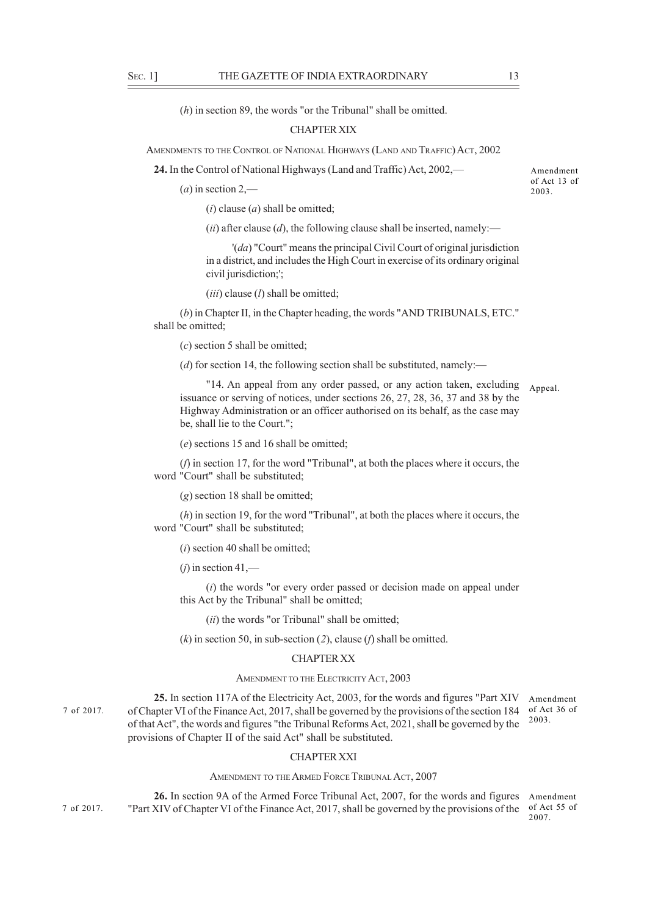(*h*) in section 89, the words "or the Tribunal" shall be omitted.

## CHAPTER XIX

### AMENDMENTS TO THE CONTROL OF NATIONAL HIGHWAYS (LAND AND TRAFFIC) ACT, 2002

Amendment of Act 13 of 2003.

**24.** In the Control of National Highways (Land and Traffic) Act, 2002,—

(*a*) in section 2,—

(*i*) clause (*a*) shall be omitted;

(*ii*) after clause (*d*), the following clause shall be inserted, namely:—

'(*da*) "Court" means the principal Civil Court of original jurisdiction in a district, and includes the High Court in exercise of its ordinary original civil jurisdiction;';

(*iii*) clause (*l*) shall be omitted;

(*b*) in Chapter II, in the Chapter heading, the words "AND TRIBUNALS, ETC." shall be omitted;

(*c*) section 5 shall be omitted;

(*d*) for section 14, the following section shall be substituted, namely:—

Appeal.

"14. An appeal from any order passed, or any action taken, excluding issuance or serving of notices, under sections 26, 27, 28, 36, 37 and 38 by the Highway Administration or an officer authorised on its behalf, as the case may be, shall lie to the Court.";

(*e*) sections 15 and 16 shall be omitted;

(*f*) in section 17, for the word "Tribunal", at both the places where it occurs, the word "Court" shall be substituted;

(*g*) section 18 shall be omitted;

(*h*) in section 19, for the word "Tribunal", at both the places where it occurs, the word "Court" shall be substituted;

(*i*) section 40 shall be omitted;

(*j*) in section 41,—

(*i*) the words "or every order passed or decision made on appeal under this Act by the Tribunal" shall be omitted;

(*ii*) the words "or Tribunal" shall be omitted;

(*k*) in section 50, in sub-section (*2*), clause (*f*) shall be omitted.

## CHAPTER XX

### AMENDMENT TO THE ELECTRICITY ACT, 2003

Amendment of Act 36 of 2003.

7 of 2017.

**25.** In section 117A of the Electricity Act, 2003, for the words and figures "Part XIV of Chapter VI of the Finance Act, 2017, shall be governed by the provisions of the section 184 of that Act", the words and figures "the Tribunal Reforms Act, 2021, shall be governed by the provisions of Chapter II of the said Act" shall be substituted.

## CHAPTER XXI

### AMENDMENT TO THE ARMED FORCE TRIBUNAL ACT, 2007

Amendment of Act 55 of 2007.

7 of 2017.

**26.** In section 9A of the Armed Force Tribunal Act, 2007, for the words and figures "Part XIV of Chapter VI of the Finance Act, 2017, shall be governed by the provisions of the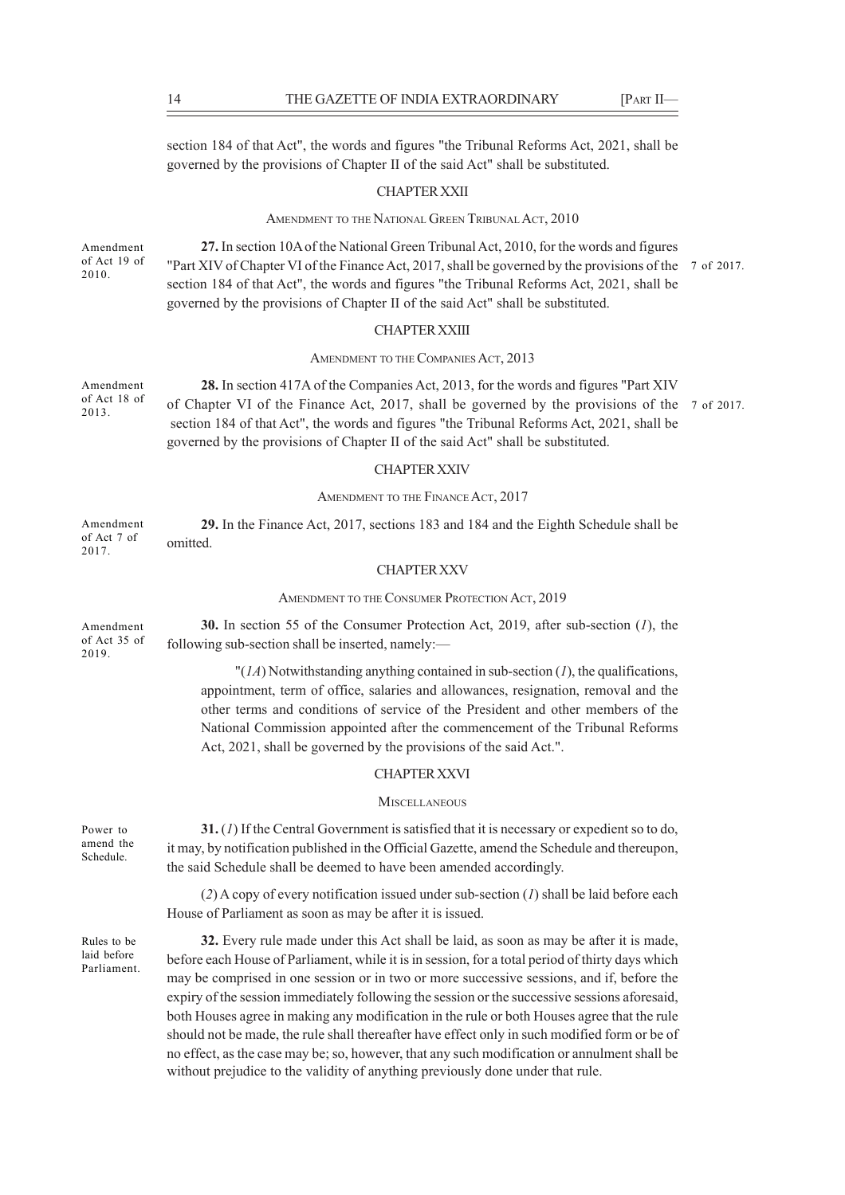section 184 of that Act", the words and figures "the Tribunal Reforms Act, 2021, shall be governed by the provisions of Chapter II of the said Act" shall be substituted.

## CHAPTER XXII

### AMENDMENT TO THE NATIONAL GREEN TRIBUNAL ACT, 2010

Amendment of Act 19 of 2010.

**27.** In section 10A of the National Green Tribunal Act, 2010, for the words and figures "Part XIV of Chapter VI of the Finance Act, 2017, shall be governed by the provisions of the section 184 of that Act", the words and figures "the Tribunal Reforms Act, 2021, shall be governed by the provisions of Chapter II of the said Act" shall be substituted.

7 of 2017.

## CHAPTER XXIII

### AMENDMENT TO THE COMPANIES ACT, 2013

Amendment of Act 18 of 2013.

**28.** In section 417A of the Companies Act, 2013, for the words and figures "Part XIV of Chapter VI of the Finance Act, 2017, shall be governed by the provisions of the section 184 of that Act", the words and figures "the Tribunal Reforms Act, 2021, shall be governed by the provisions of Chapter II of the said Act" shall be substituted.

7 of 2017.

## CHAPTER XXIV

### AMENDMENT TO THE FINANCE ACT, 2017

Amendment of Act 7 of 2017.

**29.** In the Finance Act, 2017, sections 183 and 184 and the Eighth Schedule shall be omitted.

## CHAPTER XXV

### AMENDMENT TO THE CONSUMER PROTECTION ACT, 2019

Amendment of Act 35 of 2019.

**30.** In section 55 of the Consumer Protection Act, 2019, after sub-section (*1*), the following sub-section shall be inserted, namely:—

> "(*1A*) Notwithstanding anything contained in sub-section (*1*), the qualifications, appointment, term of office, salaries and allowances, resignation, removal and the other terms and conditions of service of the President and other members of the National Commission appointed after the commencement of the Tribunal Reforms Act, 2021, shall be governed by the provisions of the said Act.".

## CHAPTER XXVI

### MISCELLANEOUS

Power to amend the Schedule.

**31.** (*1*) If the Central Government is satisfied that it is necessary or expedient so to do, it may, by notification published in the Official Gazette, amend the Schedule and thereupon, the said Schedule shall be deemed to have been amended accordingly.

(*2*) A copy of every notification issued under sub-section (*1*) shall be laid before each House of Parliament as soon as may be after it is issued.

Rules to be laid before Parliament.

**32.** Every rule made under this Act shall be laid, as soon as may be after it is made, before each House of Parliament, while it is in session, for a total period of thirty days which may be comprised in one session or in two or more successive sessions, and if, before the expiry of the session immediately following the session or the successive sessions aforesaid, both Houses agree in making any modification in the rule or both Houses agree that the rule should not be made, the rule shall thereafter have effect only in such modified form or be of no effect, as the case may be; so, however, that any such modification or annulment shall be without prejudice to the validity of anything previously done under that rule.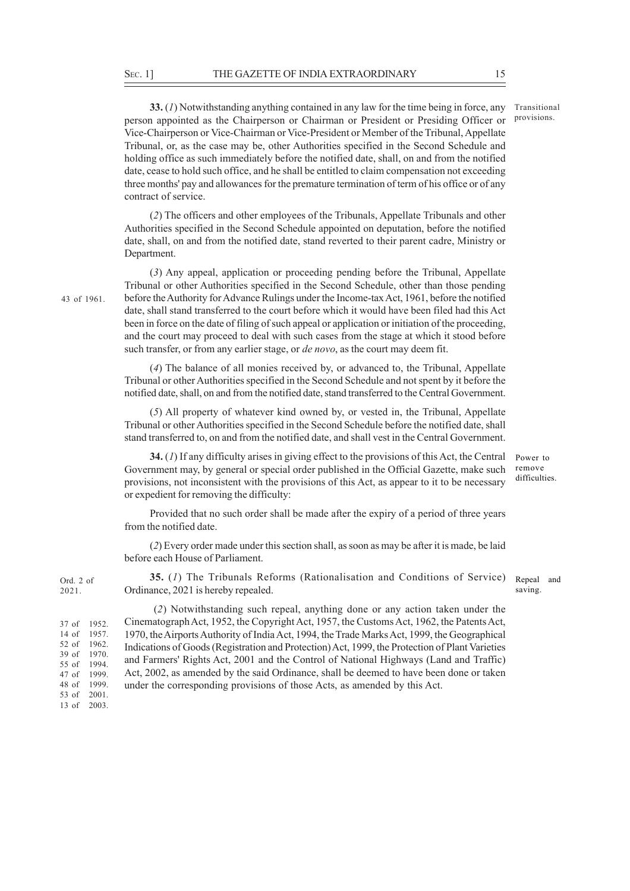**33.** (*1*) Notwithstanding anything contained in any law for the time being in force, any person appointed as the Chairperson or Chairman or President or Presiding Officer or Vice-Chairperson or Vice-Chairman or Vice-President or Member of the Tribunal, Appellate Tribunal, or, as the case may be, other Authorities specified in the Second Schedule and holding office as such immediately before the notified date, shall, on and from the notified date, cease to hold such office, and he shall be entitled to claim compensation not exceeding three months' pay and allowances for the premature termination of term of his office or of any contract of service.

Transitional provisions.

(*2*) The officers and other employees of the Tribunals, Appellate Tribunals and other Authorities specified in the Second Schedule appointed on deputation, before the notified date, shall, on and from the notified date, stand reverted to their parent cadre, Ministry or Department.

(*3*) Any appeal, application or proceeding pending before the Tribunal, Appellate Tribunal or other Authorities specified in the Second Schedule, other than those pending before the Authority for Advance Rulings under the Income-tax Act, 1961, before the notified date, shall stand transferred to the court before which it would have been filed had this Act been in force on the date of filing of such appeal or application or initiation of the proceeding, and the court may proceed to deal with such cases from the stage at which it stood before such transfer, or from any earlier stage, or *de novo*, as the court may deem fit.

43 of 1961.

(*4*) The balance of all monies received by, or advanced to, the Tribunal, Appellate Tribunal or other Authorities specified in the Second Schedule and not spent by it before the notified date, shall, on and from the notified date, stand transferred to the Central Government.

(*5*) All property of whatever kind owned by, or vested in, the Tribunal, Appellate Tribunal or other Authorities specified in the Second Schedule before the notified date, shall stand transferred to, on and from the notified date, and shall vest in the Central Government.

**34.** (*1*) If any difficulty arises in giving effect to the provisions of this Act, the Central Government may, by general or special order published in the Official Gazette, make such provisions, not inconsistent with the provisions of this Act, as appear to it to be necessary or expedient for removing the difficulty:

Power to remove difficulties.

Provided that no such order shall be made after the expiry of a period of three years from the notified date.

(*2*) Every order made under this section shall, as soon as may be after it is made, be laid before each House of Parliament.

**35.** (*1*) The Tribunals Reforms (Rationalisation and Conditions of Service) Ordinance, 2021 is hereby repealed.

Repeal and saving.

Ord. 2 of 2021.

(*2*) Notwithstanding such repeal, anything done or any action taken under the Cinematograph Act, 1952, the Copyright Act, 1957, the Customs Act, 1962, the Patents Act, 1970, the Airports Authority of India Act, 1994, the Trade Marks Act, 1999, the Geographical Indications of Goods (Registration and Protection) Act, 1999, the Protection of Plant Varieties and Farmers' Rights Act, 2001 and the Control of National Highways (Land and Traffic) Act, 2002, as amended by the said Ordinance, shall be deemed to have been done or taken under the corresponding provisions of those Acts, as amended by this Act.

37 of 1952.
14 of 1957.
52 of 1962.
39 of 1970.
55 of 1994.
47 of 1999.
48 of 1999.
53 of 2001.
13 of 2003.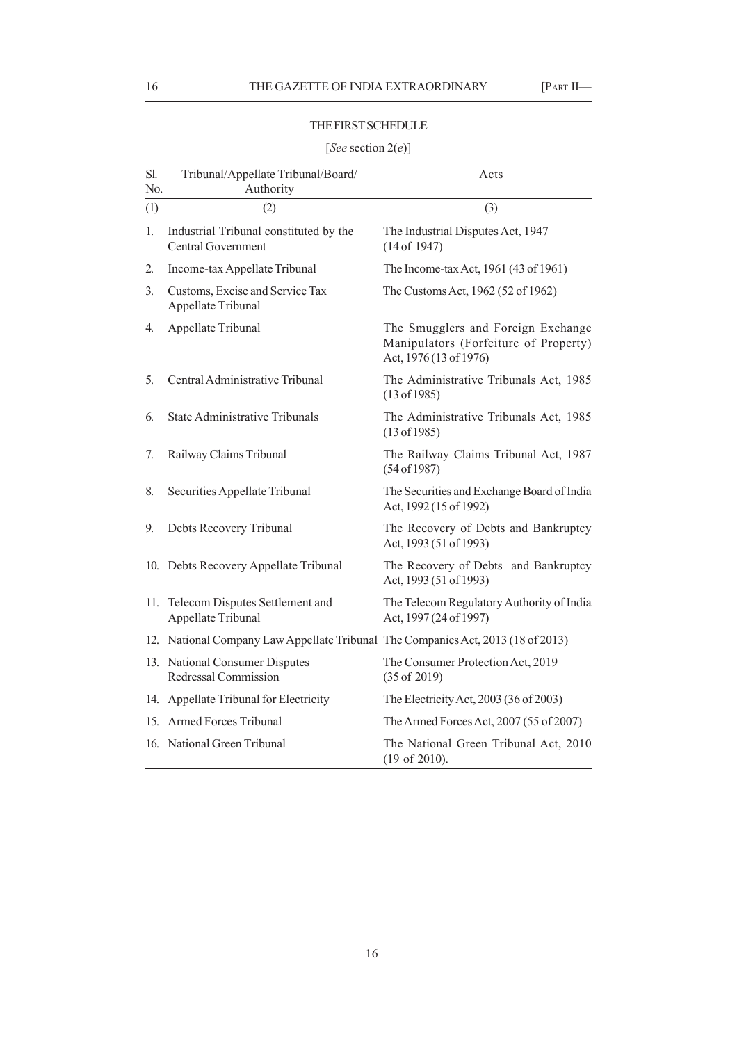THE FIRST SCHEDULE

[*See* section 2(*e*)]

| Sl. No. | Tribunal/Appellate Tribunal/Board/ Authority | Acts |
|---|---|---|
| (1) | (2) | (3) |
| 1. | Industrial Tribunal constituted by the Central Government | The Industrial Disputes Act, 1947 (14 of 1947) |
| 2. | Income-tax Appellate Tribunal | The Income-tax Act, 1961 (43 of 1961) |
| 3. | Customs, Excise and Service Tax Appellate Tribunal | The Customs Act, 1962 (52 of 1962) |
| 4. | Appellate Tribunal | The Smugglers and Foreign Exchange Manipulators (Forfeiture of Property) Act, 1976 (13 of 1976) |
| 5. | Central Administrative Tribunal | The Administrative Tribunals Act, 1985 (13 of 1985) |
| 6. | State Administrative Tribunals | The Administrative Tribunals Act, 1985 (13 of 1985) |
| 7. | Railway Claims Tribunal | The Railway Claims Tribunal Act, 1987 (54 of 1987) |
| 8. | Securities Appellate Tribunal | The Securities and Exchange Board of India Act, 1992 (15 of 1992) |
| 9. | Debts Recovery Tribunal | The Recovery of Debts and Bankruptcy Act, 1993 (51 of 1993) |
| 10. | Debts Recovery Appellate Tribunal | The Recovery of Debts and Bankruptcy Act, 1993 (51 of 1993) |
| 11. | Telecom Disputes Settlement and Appellate Tribunal | The Telecom Regulatory Authority of India Act, 1997 (24 of 1997) |
| 12. | National Company Law Appellate Tribunal | The Companies Act, 2013 (18 of 2013) |
| 13. | National Consumer Disputes Redressal Commission | The Consumer Protection Act, 2019 (35 of 2019) |
| 14. | Appellate Tribunal for Electricity | The Electricity Act, 2003 (36 of 2003) |
| 15. | Armed Forces Tribunal | The Armed Forces Act, 2007 (55 of 2007) |
| 16. | National Green Tribunal | The National Green Tribunal Act, 2010 (19 of 2010). |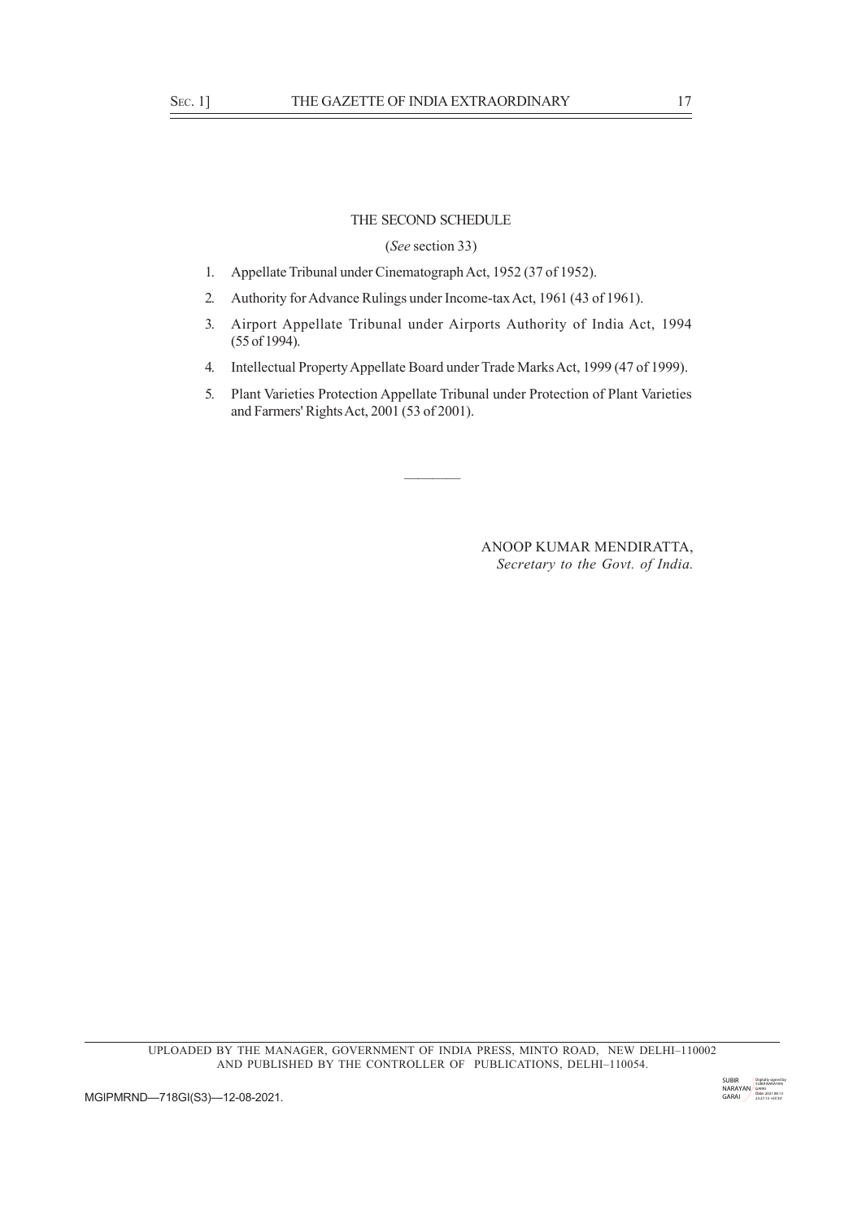THE SECOND SCHEDULE

(*See* section 33)

1. Appellate Tribunal under Cinematograph Act, 1952 (37 of 1952).

2. Authority for Advance Rulings under Income-tax Act, 1961 (43 of 1961).

3. Airport Appellate Tribunal under Airports Authority of India Act, 1994 (55 of 1994).

4. Intellectual Property Appellate Board under Trade Marks Act, 1999 (47 of 1999).

5. Plant Varieties Protection Appellate Tribunal under Protection of Plant Varieties and Farmers' Rights Act, 2001 (53 of 2001).

————

ANOOP KUMAR MENDIRATTA,
*Secretary to the Govt. of India.*

UPLOADED BY THE MANAGER, GOVERNMENT OF INDIA PRESS, MINTO ROAD, NEW DELHI–110002 AND PUBLISHED BY THE CONTROLLER OF PUBLICATIONS, DELHI–110054.

MGIPMRND—718GI(S3)—12-08-2021.